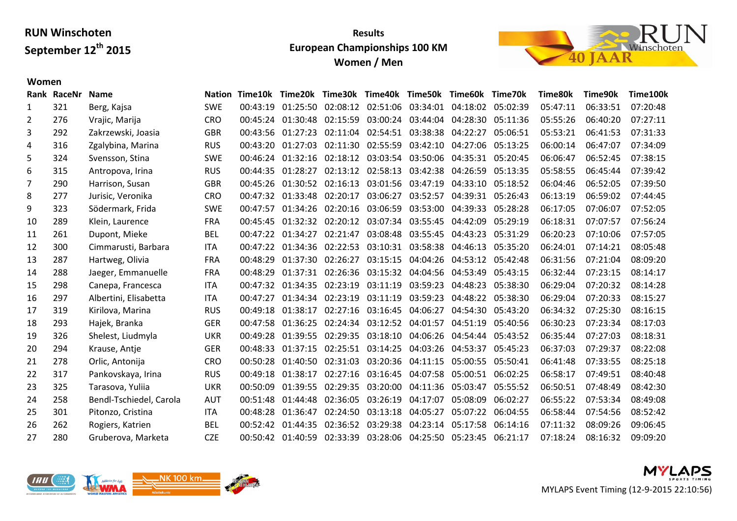**RUN Winschoten**
**September 12th 2015**

**Results**
**European Championships 100 KM**
**Women / Men**

## Women

| Rank | RaceNr | Name | Nation | Time10k | Time20k | Time30k | Time40k | Time50k | Time60k | Time70k | Time80k | Time90k | Time100k |
|---|---|---|---|---|---|---|---|---|---|---|---|---|---|
| 1 | 321 | Berg, Kajsa | SWE | 00:43:19 | 01:25:50 | 02:08:12 | 02:51:06 | 03:34:01 | 04:18:02 | 05:02:39 | 05:47:11 | 06:33:51 | 07:20:48 |
| 2 | 276 | Vrajic, Marija | CRO | 00:45:24 | 01:30:48 | 02:15:59 | 03:00:24 | 03:44:04 | 04:28:30 | 05:11:36 | 05:55:26 | 06:40:20 | 07:27:11 |
| 3 | 292 | Zakrzewski, Joasia | GBR | 00:43:56 | 01:27:23 | 02:11:04 | 02:54:51 | 03:38:38 | 04:22:27 | 05:06:51 | 05:53:21 | 06:41:53 | 07:31:33 |
| 4 | 316 | Zgalybina, Marina | RUS | 00:43:20 | 01:27:03 | 02:11:30 | 02:55:59 | 03:42:10 | 04:27:06 | 05:13:25 | 06:00:14 | 06:47:07 | 07:34:09 |
| 5 | 324 | Svensson, Stina | SWE | 00:46:24 | 01:32:16 | 02:18:12 | 03:03:54 | 03:50:06 | 04:35:31 | 05:20:45 | 06:06:47 | 06:52:45 | 07:38:15 |
| 6 | 315 | Antropova, Irina | RUS | 00:44:35 | 01:28:27 | 02:13:12 | 02:58:13 | 03:42:38 | 04:26:59 | 05:13:35 | 05:58:55 | 06:45:44 | 07:39:42 |
| 7 | 290 | Harrison, Susan | GBR | 00:45:26 | 01:30:52 | 02:16:13 | 03:01:56 | 03:47:19 | 04:33:10 | 05:18:52 | 06:04:46 | 06:52:05 | 07:39:50 |
| 8 | 277 | Jurisic, Veronika | CRO | 00:47:32 | 01:33:48 | 02:20:17 | 03:06:27 | 03:52:57 | 04:39:31 | 05:26:43 | 06:13:19 | 06:59:02 | 07:44:45 |
| 9 | 323 | Södermark, Frida | SWE | 00:47:57 | 01:34:26 | 02:20:16 | 03:06:59 | 03:53:00 | 04:39:33 | 05:28:28 | 06:17:05 | 07:06:07 | 07:52:05 |
| 10 | 289 | Klein, Laurence | FRA | 00:45:45 | 01:32:32 | 02:20:12 | 03:07:34 | 03:55:45 | 04:42:09 | 05:29:19 | 06:18:31 | 07:07:57 | 07:56:24 |
| 11 | 261 | Dupont, Mieke | BEL | 00:47:22 | 01:34:27 | 02:21:47 | 03:08:48 | 03:55:45 | 04:43:23 | 05:31:29 | 06:20:23 | 07:10:06 | 07:57:05 |
| 12 | 300 | Cimmarusti, Barbara | ITA | 00:47:22 | 01:34:36 | 02:22:53 | 03:10:31 | 03:58:38 | 04:46:13 | 05:35:20 | 06:24:01 | 07:14:21 | 08:05:48 |
| 13 | 287 | Hartweg, Olivia | FRA | 00:48:29 | 01:37:30 | 02:26:27 | 03:15:15 | 04:04:26 | 04:53:12 | 05:42:48 | 06:31:56 | 07:21:04 | 08:09:20 |
| 14 | 288 | Jaeger, Emmanuelle | FRA | 00:48:29 | 01:37:31 | 02:26:36 | 03:15:32 | 04:04:56 | 04:53:49 | 05:43:15 | 06:32:44 | 07:23:15 | 08:14:17 |
| 15 | 298 | Canepa, Francesca | ITA | 00:47:32 | 01:34:35 | 02:23:19 | 03:11:19 | 03:59:23 | 04:48:23 | 05:38:30 | 06:29:04 | 07:20:32 | 08:14:28 |
| 16 | 297 | Albertini, Elisabetta | ITA | 00:47:27 | 01:34:34 | 02:23:19 | 03:11:19 | 03:59:23 | 04:48:22 | 05:38:30 | 06:29:04 | 07:20:33 | 08:15:27 |
| 17 | 319 | Kirilova, Marina | RUS | 00:49:18 | 01:38:17 | 02:27:16 | 03:16:45 | 04:06:27 | 04:54:30 | 05:43:20 | 06:34:32 | 07:25:30 | 08:16:15 |
| 18 | 293 | Hajek, Branka | GER | 00:47:58 | 01:36:25 | 02:24:34 | 03:12:52 | 04:01:57 | 04:51:19 | 05:40:56 | 06:30:23 | 07:23:34 | 08:17:03 |
| 19 | 326 | Shelest, Liudmyla | UKR | 00:49:28 | 01:39:55 | 02:29:35 | 03:18:10 | 04:06:26 | 04:54:44 | 05:43:52 | 06:35:44 | 07:27:03 | 08:18:31 |
| 20 | 294 | Krause, Antje | GER | 00:48:33 | 01:37:15 | 02:25:51 | 03:14:25 | 04:03:26 | 04:53:37 | 05:45:23 | 06:37:03 | 07:29:37 | 08:22:08 |
| 21 | 278 | Orlic, Antonija | CRO | 00:50:28 | 01:40:50 | 02:31:03 | 03:20:36 | 04:11:15 | 05:00:55 | 05:50:41 | 06:41:48 | 07:33:55 | 08:25:18 |
| 22 | 317 | Pankovskaya, Irina | RUS | 00:49:18 | 01:38:17 | 02:27:16 | 03:16:45 | 04:07:58 | 05:00:51 | 06:02:25 | 06:58:17 | 07:49:51 | 08:40:48 |
| 23 | 325 | Tarasova, Yuliia | UKR | 00:50:09 | 01:39:55 | 02:29:35 | 03:20:00 | 04:11:36 | 05:03:47 | 05:55:52 | 06:50:51 | 07:48:49 | 08:42:30 |
| 24 | 258 | Bendl-Tschiedel, Carola | AUT | 00:51:48 | 01:44:48 | 02:36:05 | 03:26:19 | 04:17:07 | 05:08:09 | 06:02:27 | 06:55:22 | 07:53:34 | 08:49:08 |
| 25 | 301 | Pitonzo, Cristina | ITA | 00:48:28 | 01:36:47 | 02:24:50 | 03:13:18 | 04:05:27 | 05:07:22 | 06:04:55 | 06:58:44 | 07:54:56 | 08:52:42 |
| 26 | 262 | Rogiers, Katrien | BEL | 00:52:42 | 01:44:35 | 02:36:52 | 03:29:38 | 04:23:14 | 05:17:58 | 06:14:16 | 07:11:32 | 08:09:26 | 09:06:45 |
| 27 | 280 | Gruberova, Marketa | CZE | 00:50:42 | 01:40:59 | 02:33:39 | 03:28:06 | 04:25:50 | 05:23:45 | 06:21:17 | 07:18:24 | 08:16:32 | 09:09:20 |

MYLAPS Event Timing (12-9-2015 22:10:56)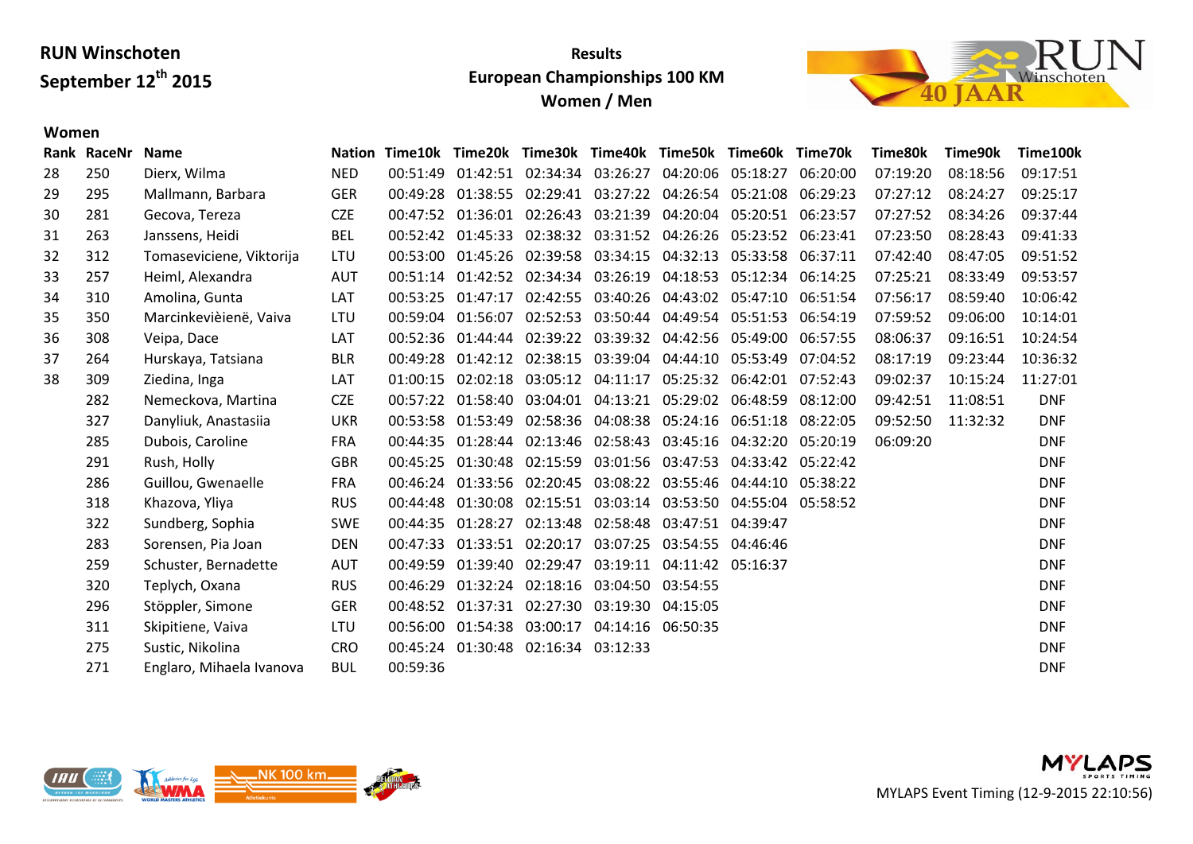**RUN Winschoten**
**September 12th 2015**

**Results**
**European Championships 100 KM**
**Women / Men**

### Women

| Rank | RaceNr | Name | Nation | Time10k | Time20k | Time30k | Time40k | Time50k | Time60k | Time70k | Time80k | Time90k | Time100k |
|---|---|---|---|---|---|---|---|---|---|---|---|---|---|
| 28 | 250 | Dierx, Wilma | NED | 00:51:49 | 01:42:51 | 02:34:34 | 03:26:27 | 04:20:06 | 05:18:27 | 06:20:00 | 07:19:20 | 08:18:56 | 09:17:51 |
| 29 | 295 | Mallmann, Barbara | GER | 00:49:28 | 01:38:55 | 02:29:41 | 03:27:22 | 04:26:54 | 05:21:08 | 06:29:23 | 07:27:12 | 08:24:27 | 09:25:17 |
| 30 | 281 | Gecova, Tereza | CZE | 00:47:52 | 01:36:01 | 02:26:43 | 03:21:39 | 04:20:04 | 05:20:51 | 06:23:57 | 07:27:52 | 08:34:26 | 09:37:44 |
| 31 | 263 | Janssens, Heidi | BEL | 00:52:42 | 01:45:33 | 02:38:32 | 03:31:52 | 04:26:26 | 05:23:52 | 06:23:41 | 07:23:50 | 08:28:43 | 09:41:33 |
| 32 | 312 | Tomaseviciene, Viktorija | LTU | 00:53:00 | 01:45:26 | 02:39:58 | 03:34:15 | 04:32:13 | 05:33:58 | 06:37:11 | 07:42:40 | 08:47:05 | 09:51:52 |
| 33 | 257 | Heiml, Alexandra | AUT | 00:51:14 | 01:42:52 | 02:34:34 | 03:26:19 | 04:18:53 | 05:12:34 | 06:14:25 | 07:25:21 | 08:33:49 | 09:53:57 |
| 34 | 310 | Amolina, Gunta | LAT | 00:53:25 | 01:47:17 | 02:42:55 | 03:40:26 | 04:43:02 | 05:47:10 | 06:51:54 | 07:56:17 | 08:59:40 | 10:06:42 |
| 35 | 350 | Marcinkevièienë, Vaiva | LTU | 00:59:04 | 01:56:07 | 02:52:53 | 03:50:44 | 04:49:54 | 05:51:53 | 06:54:19 | 07:59:52 | 09:06:00 | 10:14:01 |
| 36 | 308 | Veipa, Dace | LAT | 00:52:36 | 01:44:44 | 02:39:22 | 03:39:32 | 04:42:56 | 05:49:00 | 06:57:55 | 08:06:37 | 09:16:51 | 10:24:54 |
| 37 | 264 | Hurskaya, Tatsiana | BLR | 00:49:28 | 01:42:12 | 02:38:15 | 03:39:04 | 04:44:10 | 05:53:49 | 07:04:52 | 08:17:19 | 09:23:44 | 10:36:32 |
| 38 | 309 | Ziedina, Inga | LAT | 01:00:15 | 02:02:18 | 03:05:12 | 04:11:17 | 05:25:32 | 06:42:01 | 07:52:43 | 09:02:37 | 10:15:24 | 11:27:01 |
| | 282 | Nemeckova, Martina | CZE | 00:57:22 | 01:58:40 | 03:04:01 | 04:13:21 | 05:29:02 | 06:48:59 | 08:12:00 | 09:42:51 | 11:08:51 | DNF |
| | 327 | Danyliuk, Anastasiia | UKR | 00:53:58 | 01:53:49 | 02:58:36 | 04:08:38 | 05:24:16 | 06:51:18 | 08:22:05 | 09:52:50 | 11:32:32 | DNF |
| | 285 | Dubois, Caroline | FRA | 00:44:35 | 01:28:44 | 02:13:46 | 02:58:43 | 03:45:16 | 04:32:20 | 05:20:19 | 06:09:20 | | DNF |
| | 291 | Rush, Holly | GBR | 00:45:25 | 01:30:48 | 02:15:59 | 03:01:56 | 03:47:53 | 04:33:42 | 05:22:42 | | | DNF |
| | 286 | Guillou, Gwenaelle | FRA | 00:46:24 | 01:33:56 | 02:20:45 | 03:08:22 | 03:55:46 | 04:44:10 | 05:38:22 | | | DNF |
| | 318 | Khazova, Yliya | RUS | 00:44:48 | 01:30:08 | 02:15:51 | 03:03:14 | 03:53:50 | 04:55:04 | 05:58:52 | | | DNF |
| | 322 | Sundberg, Sophia | SWE | 00:44:35 | 01:28:27 | 02:13:48 | 02:58:48 | 03:47:51 | 04:39:47 | | | | DNF |
| | 283 | Sorensen, Pia Joan | DEN | 00:47:33 | 01:33:51 | 02:20:17 | 03:07:25 | 03:54:55 | 04:46:46 | | | | DNF |
| | 259 | Schuster, Bernadette | AUT | 00:49:59 | 01:39:40 | 02:29:47 | 03:19:11 | 04:11:42 | 05:16:37 | | | | DNF |
| | 320 | Teplych, Oxana | RUS | 00:46:29 | 01:32:24 | 02:18:16 | 03:04:50 | 03:54:55 | | | | | DNF |
| | 296 | Stöppler, Simone | GER | 00:48:52 | 01:37:31 | 02:27:30 | 03:19:30 | 04:15:05 | | | | | DNF |
| | 311 | Skipitiene, Vaiva | LTU | 00:56:00 | 01:54:38 | 03:00:17 | 04:14:16 | 06:50:35 | | | | | DNF |
| | 275 | Sustic, Nikolina | CRO | 00:45:24 | 01:30:48 | 02:16:34 | 03:12:33 | | | | | | DNF |
| | 271 | Englaro, Mihaela Ivanova | BUL | 00:59:36 | | | | | | | | | DNF |

MYLAPS Event Timing (12-9-2015 22:10:56)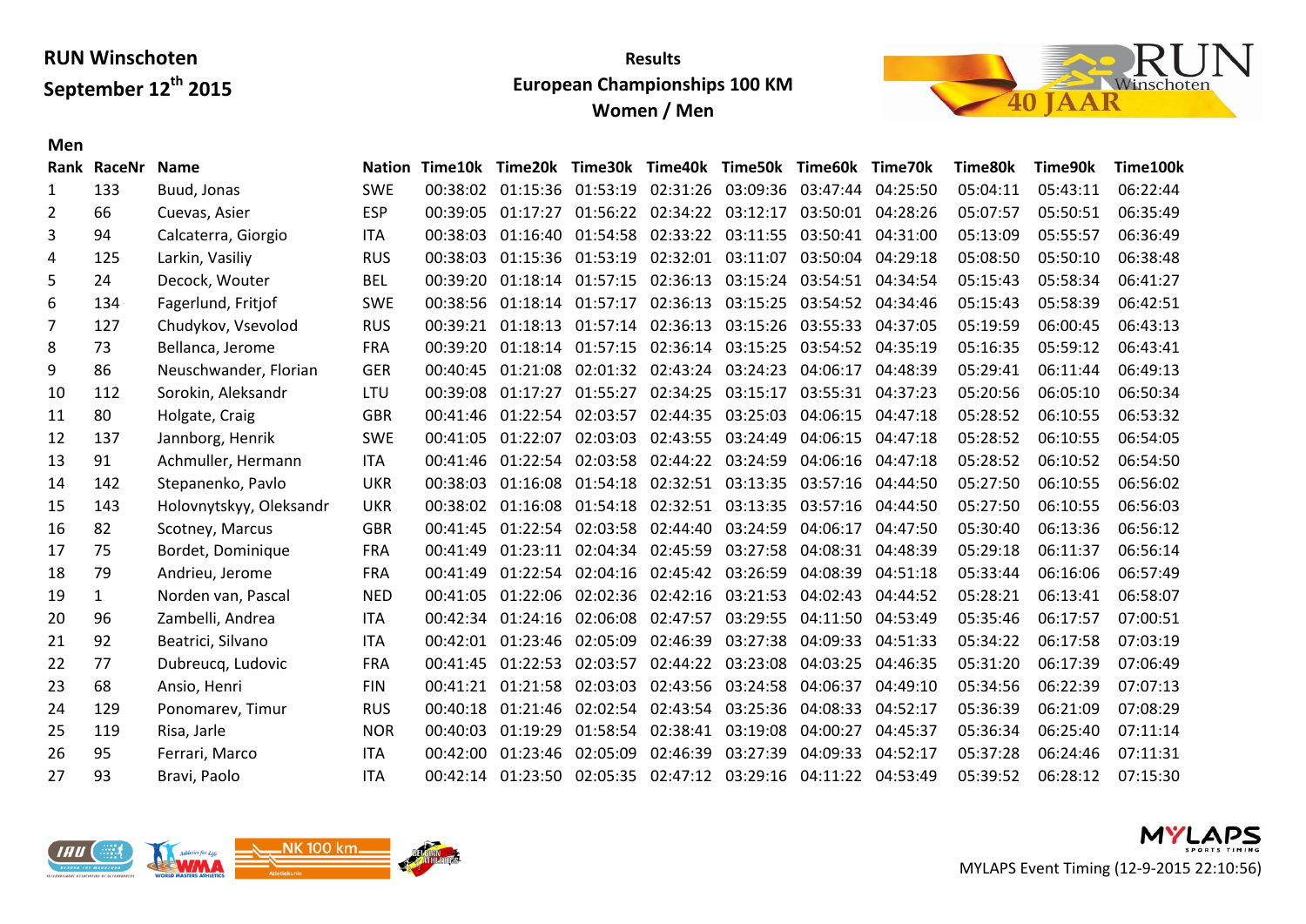**RUN Winschoten**
**September 12th 2015**

**Results**
**European Championships 100 KM**
**Women / Men**

**Men**

| Rank | RaceNr | Name | Nation | Time10k | Time20k | Time30k | Time40k | Time50k | Time60k | Time70k | Time80k | Time90k | Time100k |
|---|---|---|---|---|---|---|---|---|---|---|---|---|---|
| 1 | 133 | Buud, Jonas | SWE | 00:38:02 | 01:15:36 | 01:53:19 | 02:31:26 | 03:09:36 | 03:47:44 | 04:25:50 | 05:04:11 | 05:43:11 | 06:22:44 |
| 2 | 66 | Cuevas, Asier | ESP | 00:39:05 | 01:17:27 | 01:56:22 | 02:34:22 | 03:12:17 | 03:50:01 | 04:28:26 | 05:07:57 | 05:50:51 | 06:35:49 |
| 3 | 94 | Calcaterra, Giorgio | ITA | 00:38:03 | 01:16:40 | 01:54:58 | 02:33:22 | 03:11:55 | 03:50:41 | 04:31:00 | 05:13:09 | 05:55:57 | 06:36:49 |
| 4 | 125 | Larkin, Vasiliy | RUS | 00:38:03 | 01:15:36 | 01:53:19 | 02:32:01 | 03:11:07 | 03:50:04 | 04:29:18 | 05:08:50 | 05:50:10 | 06:38:48 |
| 5 | 24 | Decock, Wouter | BEL | 00:39:20 | 01:18:14 | 01:57:15 | 02:36:13 | 03:15:24 | 03:54:51 | 04:34:54 | 05:15:43 | 05:58:34 | 06:41:27 |
| 6 | 134 | Fagerlund, Fritjof | SWE | 00:38:56 | 01:18:14 | 01:57:17 | 02:36:13 | 03:15:25 | 03:54:52 | 04:34:46 | 05:15:43 | 05:58:39 | 06:42:51 |
| 7 | 127 | Chudykov, Vsevolod | RUS | 00:39:21 | 01:18:13 | 01:57:14 | 02:36:13 | 03:15:26 | 03:55:33 | 04:37:05 | 05:19:59 | 06:00:45 | 06:43:13 |
| 8 | 73 | Bellanca, Jerome | FRA | 00:39:20 | 01:18:14 | 01:57:15 | 02:36:14 | 03:15:25 | 03:54:52 | 04:35:19 | 05:16:35 | 05:59:12 | 06:43:41 |
| 9 | 86 | Neuschwander, Florian | GER | 00:40:45 | 01:21:08 | 02:01:32 | 02:43:24 | 03:24:23 | 04:06:17 | 04:48:39 | 05:29:41 | 06:11:44 | 06:49:13 |
| 10 | 112 | Sorokin, Aleksandr | LTU | 00:39:08 | 01:17:27 | 01:55:27 | 02:34:25 | 03:15:17 | 03:55:31 | 04:37:23 | 05:20:56 | 06:05:10 | 06:50:34 |
| 11 | 80 | Holgate, Craig | GBR | 00:41:46 | 01:22:54 | 02:03:57 | 02:44:35 | 03:25:03 | 04:06:15 | 04:47:18 | 05:28:52 | 06:10:55 | 06:53:32 |
| 12 | 137 | Jannborg, Henrik | SWE | 00:41:05 | 01:22:07 | 02:03:03 | 02:43:55 | 03:24:49 | 04:06:15 | 04:47:18 | 05:28:52 | 06:10:55 | 06:54:05 |
| 13 | 91 | Achmuller, Hermann | ITA | 00:41:46 | 01:22:54 | 02:03:58 | 02:44:22 | 03:24:59 | 04:06:16 | 04:47:18 | 05:28:52 | 06:10:52 | 06:54:50 |
| 14 | 142 | Stepanenko, Pavlo | UKR | 00:38:03 | 01:16:08 | 01:54:18 | 02:32:51 | 03:13:35 | 03:57:16 | 04:44:50 | 05:27:50 | 06:10:55 | 06:56:02 |
| 15 | 143 | Holovnytskyy, Oleksandr | UKR | 00:38:02 | 01:16:08 | 01:54:18 | 02:32:51 | 03:13:35 | 03:57:16 | 04:44:50 | 05:27:50 | 06:10:55 | 06:56:03 |
| 16 | 82 | Scotney, Marcus | GBR | 00:41:45 | 01:22:54 | 02:03:58 | 02:44:40 | 03:24:59 | 04:06:17 | 04:47:50 | 05:30:40 | 06:13:36 | 06:56:12 |
| 17 | 75 | Bordet, Dominique | FRA | 00:41:49 | 01:23:11 | 02:04:34 | 02:45:59 | 03:27:58 | 04:08:31 | 04:48:39 | 05:29:18 | 06:11:37 | 06:56:14 |
| 18 | 79 | Andrieu, Jerome | FRA | 00:41:49 | 01:22:54 | 02:04:16 | 02:45:42 | 03:26:59 | 04:08:39 | 04:51:18 | 05:33:44 | 06:16:06 | 06:57:49 |
| 19 | 1 | Norden van, Pascal | NED | 00:41:05 | 01:22:06 | 02:02:36 | 02:42:16 | 03:21:53 | 04:02:43 | 04:44:52 | 05:28:21 | 06:13:41 | 06:58:07 |
| 20 | 96 | Zambelli, Andrea | ITA | 00:42:34 | 01:24:16 | 02:06:08 | 02:47:57 | 03:29:55 | 04:11:50 | 04:53:49 | 05:35:46 | 06:17:57 | 07:00:51 |
| 21 | 92 | Beatrici, Silvano | ITA | 00:42:01 | 01:23:46 | 02:05:09 | 02:46:39 | 03:27:38 | 04:09:33 | 04:51:33 | 05:34:22 | 06:17:58 | 07:03:19 |
| 22 | 77 | Dubreucq, Ludovic | FRA | 00:41:45 | 01:22:53 | 02:03:57 | 02:44:22 | 03:23:08 | 04:03:25 | 04:46:35 | 05:31:20 | 06:17:39 | 07:06:49 |
| 23 | 68 | Ansio, Henri | FIN | 00:41:21 | 01:21:58 | 02:03:03 | 02:43:56 | 03:24:58 | 04:06:37 | 04:49:10 | 05:34:56 | 06:22:39 | 07:07:13 |
| 24 | 129 | Ponomarev, Timur | RUS | 00:40:18 | 01:21:46 | 02:02:54 | 02:43:54 | 03:25:36 | 04:08:33 | 04:52:17 | 05:36:39 | 06:21:09 | 07:08:29 |
| 25 | 119 | Risa, Jarle | NOR | 00:40:03 | 01:19:29 | 01:58:54 | 02:38:41 | 03:19:08 | 04:00:27 | 04:45:37 | 05:36:34 | 06:25:40 | 07:11:14 |
| 26 | 95 | Ferrari, Marco | ITA | 00:42:00 | 01:23:46 | 02:05:09 | 02:46:39 | 03:27:39 | 04:09:33 | 04:52:17 | 05:37:28 | 06:24:46 | 07:11:31 |
| 27 | 93 | Bravi, Paolo | ITA | 00:42:14 | 01:23:50 | 02:05:35 | 02:47:12 | 03:29:16 | 04:11:22 | 04:53:49 | 05:39:52 | 06:28:12 | 07:15:30 |

MYLAPS Event Timing (12-9-2015 22:10:56)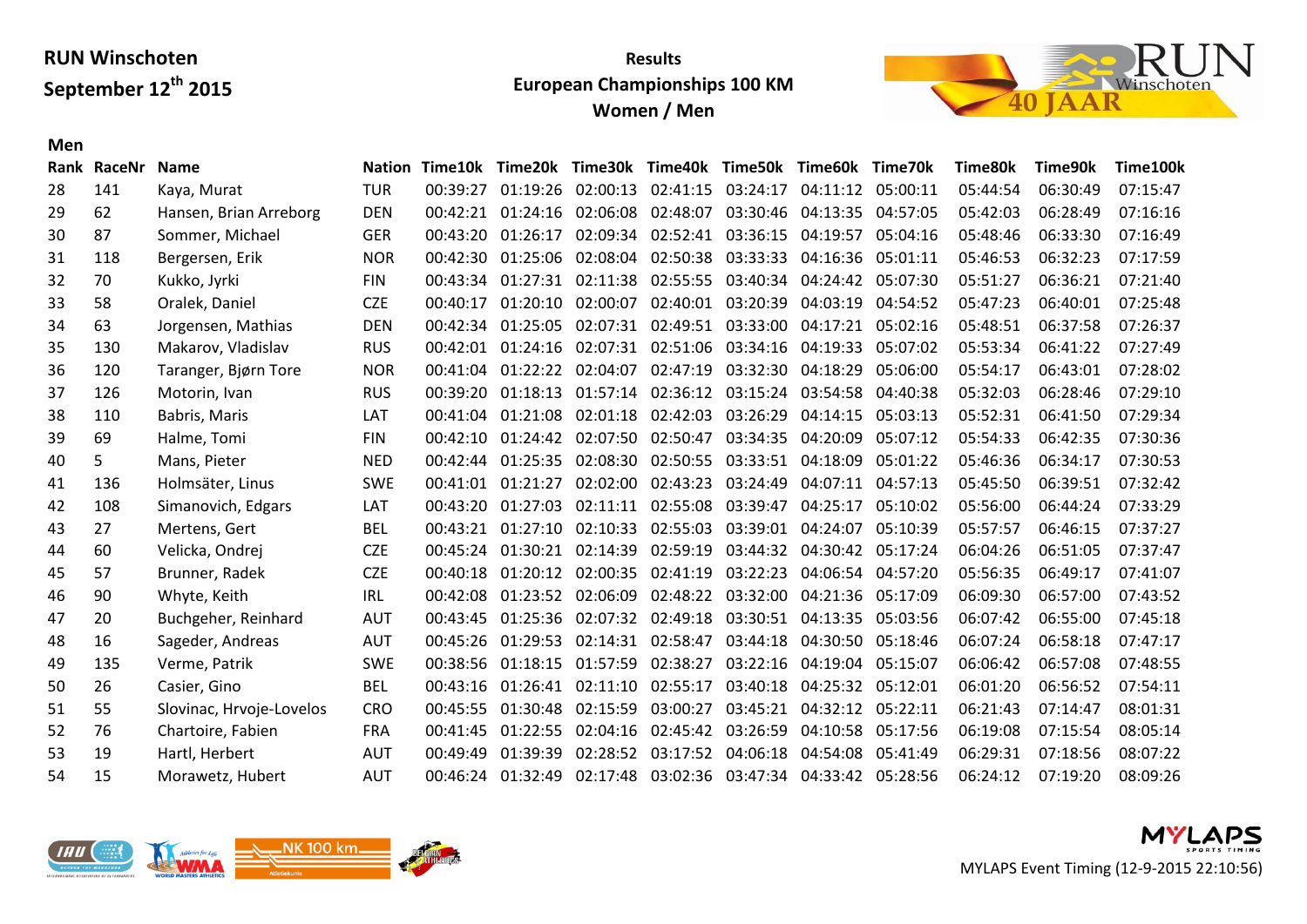**RUN Winschoten**
**September 12th 2015**

**Results**
**European Championships 100 KM**
**Women / Men**

### Men

| Rank | RaceNr | Name | Nation | Time10k | Time20k | Time30k | Time40k | Time50k | Time60k | Time70k | Time80k | Time90k | Time100k |
|---|---|---|---|---|---|---|---|---|---|---|---|---|---|
| 28 | 141 | Kaya, Murat | TUR | 00:39:27 | 01:19:26 | 02:00:13 | 02:41:15 | 03:24:17 | 04:11:12 | 05:00:11 | 05:44:54 | 06:30:49 | 07:15:47 |
| 29 | 62 | Hansen, Brian Arreborg | DEN | 00:42:21 | 01:24:16 | 02:06:08 | 02:48:07 | 03:30:46 | 04:13:35 | 04:57:05 | 05:42:03 | 06:28:49 | 07:16:16 |
| 30 | 87 | Sommer, Michael | GER | 00:43:20 | 01:26:17 | 02:09:34 | 02:52:41 | 03:36:15 | 04:19:57 | 05:04:16 | 05:48:46 | 06:33:30 | 07:16:49 |
| 31 | 118 | Bergersen, Erik | NOR | 00:42:30 | 01:25:06 | 02:08:04 | 02:50:38 | 03:33:33 | 04:16:36 | 05:01:11 | 05:46:53 | 06:32:23 | 07:17:59 |
| 32 | 70 | Kukko, Jyrki | FIN | 00:43:34 | 01:27:31 | 02:11:38 | 02:55:55 | 03:40:34 | 04:24:42 | 05:07:30 | 05:51:27 | 06:36:21 | 07:21:40 |
| 33 | 58 | Oralek, Daniel | CZE | 00:40:17 | 01:20:10 | 02:00:07 | 02:40:01 | 03:20:39 | 04:03:19 | 04:54:52 | 05:47:23 | 06:40:01 | 07:25:48 |
| 34 | 63 | Jorgensen, Mathias | DEN | 00:42:34 | 01:25:05 | 02:07:31 | 02:49:51 | 03:33:00 | 04:17:21 | 05:02:16 | 05:48:51 | 06:37:58 | 07:26:37 |
| 35 | 130 | Makarov, Vladislav | RUS | 00:42:01 | 01:24:16 | 02:07:31 | 02:51:06 | 03:34:16 | 04:19:33 | 05:07:02 | 05:53:34 | 06:41:22 | 07:27:49 |
| 36 | 120 | Taranger, Bjørn Tore | NOR | 00:41:04 | 01:22:22 | 02:04:07 | 02:47:19 | 03:32:30 | 04:18:29 | 05:06:00 | 05:54:17 | 06:43:01 | 07:28:02 |
| 37 | 126 | Motorin, Ivan | RUS | 00:39:20 | 01:18:13 | 01:57:14 | 02:36:12 | 03:15:24 | 03:54:58 | 04:40:38 | 05:32:03 | 06:28:46 | 07:29:10 |
| 38 | 110 | Babris, Maris | LAT | 00:41:04 | 01:21:08 | 02:01:18 | 02:42:03 | 03:26:29 | 04:14:15 | 05:03:13 | 05:52:31 | 06:41:50 | 07:29:34 |
| 39 | 69 | Halme, Tomi | FIN | 00:42:10 | 01:24:42 | 02:07:50 | 02:50:47 | 03:34:35 | 04:20:09 | 05:07:12 | 05:54:33 | 06:42:35 | 07:30:36 |
| 40 | 5 | Mans, Pieter | NED | 00:42:44 | 01:25:35 | 02:08:30 | 02:50:55 | 03:33:51 | 04:18:09 | 05:01:22 | 05:46:36 | 06:34:17 | 07:30:53 |
| 41 | 136 | Holmsäter, Linus | SWE | 00:41:01 | 01:21:27 | 02:02:00 | 02:43:23 | 03:24:49 | 04:07:11 | 04:57:13 | 05:45:50 | 06:39:51 | 07:32:42 |
| 42 | 108 | Simanovich, Edgars | LAT | 00:43:20 | 01:27:03 | 02:11:11 | 02:55:08 | 03:39:47 | 04:25:17 | 05:10:02 | 05:56:00 | 06:44:24 | 07:33:29 |
| 43 | 27 | Mertens, Gert | BEL | 00:43:21 | 01:27:10 | 02:10:33 | 02:55:03 | 03:39:01 | 04:24:07 | 05:10:39 | 05:57:57 | 06:46:15 | 07:37:27 |
| 44 | 60 | Velicka, Ondrej | CZE | 00:45:24 | 01:30:21 | 02:14:39 | 02:59:19 | 03:44:32 | 04:30:42 | 05:17:24 | 06:04:26 | 06:51:05 | 07:37:47 |
| 45 | 57 | Brunner, Radek | CZE | 00:40:18 | 01:20:12 | 02:00:35 | 02:41:19 | 03:22:23 | 04:06:54 | 04:57:20 | 05:56:35 | 06:49:17 | 07:41:07 |
| 46 | 90 | Whyte, Keith | IRL | 00:42:08 | 01:23:52 | 02:06:09 | 02:48:22 | 03:32:00 | 04:21:36 | 05:17:09 | 06:09:30 | 06:57:00 | 07:43:52 |
| 47 | 20 | Buchgeher, Reinhard | AUT | 00:43:45 | 01:25:36 | 02:07:32 | 02:49:18 | 03:30:51 | 04:13:35 | 05:03:56 | 06:07:42 | 06:55:00 | 07:45:18 |
| 48 | 16 | Sageder, Andreas | AUT | 00:45:26 | 01:29:53 | 02:14:31 | 02:58:47 | 03:44:18 | 04:30:50 | 05:18:46 | 06:07:24 | 06:58:18 | 07:47:17 |
| 49 | 135 | Verme, Patrik | SWE | 00:38:56 | 01:18:15 | 01:57:59 | 02:38:27 | 03:22:16 | 04:19:04 | 05:15:07 | 06:06:42 | 06:57:08 | 07:48:55 |
| 50 | 26 | Casier, Gino | BEL | 00:43:16 | 01:26:41 | 02:11:10 | 02:55:17 | 03:40:18 | 04:25:32 | 05:12:01 | 06:01:20 | 06:56:52 | 07:54:11 |
| 51 | 55 | Slovinac, Hrvoje-Lovelos | CRO | 00:45:55 | 01:30:48 | 02:15:59 | 03:00:27 | 03:45:21 | 04:32:12 | 05:22:11 | 06:21:43 | 07:14:47 | 08:01:31 |
| 52 | 76 | Chartoire, Fabien | FRA | 00:41:45 | 01:22:55 | 02:04:16 | 02:45:42 | 03:26:59 | 04:10:58 | 05:17:56 | 06:19:08 | 07:15:54 | 08:05:14 |
| 53 | 19 | Hartl, Herbert | AUT | 00:49:49 | 01:39:39 | 02:28:52 | 03:17:52 | 04:06:18 | 04:54:08 | 05:41:49 | 06:29:31 | 07:18:56 | 08:07:22 |
| 54 | 15 | Morawetz, Hubert | AUT | 00:46:24 | 01:32:49 | 02:17:48 | 03:02:36 | 03:47:34 | 04:33:42 | 05:28:56 | 06:24:12 | 07:19:20 | 08:09:26 |

MYLAPS Event Timing (12-9-2015 22:10:56)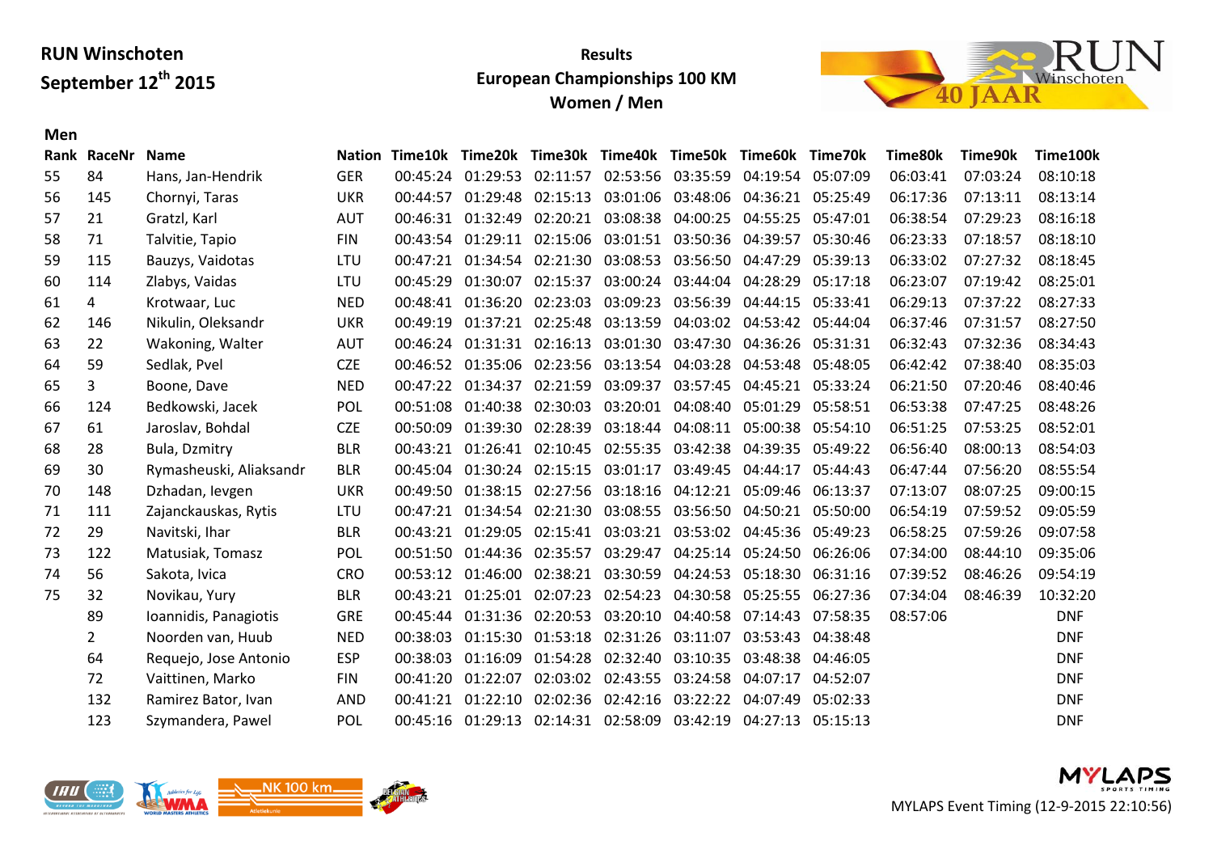**Men**

| Rank | RaceNr | Name | Nation | Time10k | Time20k | Time30k | Time40k | Time50k | Time60k | Time70k | Time80k | Time90k | Time100k |
|---|---|---|---|---|---|---|---|---|---|---|---|---|---|
| 55 | 84 | Hans, Jan-Hendrik | GER | 00:45:24 | 01:29:53 | 02:11:57 | 02:53:56 | 03:35:59 | 04:19:54 | 05:07:09 | 06:03:41 | 07:03:24 | 08:10:18 |
| 56 | 145 | Chornyi, Taras | UKR | 00:44:57 | 01:29:48 | 02:15:13 | 03:01:06 | 03:48:06 | 04:36:21 | 05:25:49 | 06:17:36 | 07:13:11 | 08:13:14 |
| 57 | 21 | Gratzl, Karl | AUT | 00:46:31 | 01:32:49 | 02:20:21 | 03:08:38 | 04:00:25 | 04:55:25 | 05:47:01 | 06:38:54 | 07:29:23 | 08:16:18 |
| 58 | 71 | Talvitie, Tapio | FIN | 00:43:54 | 01:29:11 | 02:15:06 | 03:01:51 | 03:50:36 | 04:39:57 | 05:30:46 | 06:23:33 | 07:18:57 | 08:18:10 |
| 59 | 115 | Bauzys, Vaidotas | LTU | 00:47:21 | 01:34:54 | 02:21:30 | 03:08:53 | 03:56:50 | 04:47:29 | 05:39:13 | 06:33:02 | 07:27:32 | 08:18:45 |
| 60 | 114 | Zlabys, Vaidas | LTU | 00:45:29 | 01:30:07 | 02:15:37 | 03:00:24 | 03:44:04 | 04:28:29 | 05:17:18 | 06:23:07 | 07:19:42 | 08:25:01 |
| 61 | 4 | Krotwaar, Luc | NED | 00:48:41 | 01:36:20 | 02:23:03 | 03:09:23 | 03:56:39 | 04:44:15 | 05:33:41 | 06:29:13 | 07:37:22 | 08:27:33 |
| 62 | 146 | Nikulin, Oleksandr | UKR | 00:49:19 | 01:37:21 | 02:25:48 | 03:13:59 | 04:03:02 | 04:53:42 | 05:44:04 | 06:37:46 | 07:31:57 | 08:27:50 |
| 63 | 22 | Wakoning, Walter | AUT | 00:46:24 | 01:31:31 | 02:16:13 | 03:01:30 | 03:47:30 | 04:36:26 | 05:31:31 | 06:32:43 | 07:32:36 | 08:34:43 |
| 64 | 59 | Sedlak, Pvel | CZE | 00:46:52 | 01:35:06 | 02:23:56 | 03:13:54 | 04:03:28 | 04:53:48 | 05:48:05 | 06:42:42 | 07:38:40 | 08:35:03 |
| 65 | 3 | Boone, Dave | NED | 00:47:22 | 01:34:37 | 02:21:59 | 03:09:37 | 03:57:45 | 04:45:21 | 05:33:24 | 06:21:50 | 07:20:46 | 08:40:46 |
| 66 | 124 | Bedkowski, Jacek | POL | 00:51:08 | 01:40:38 | 02:30:03 | 03:20:01 | 04:08:40 | 05:01:29 | 05:58:51 | 06:53:38 | 07:47:25 | 08:48:26 |
| 67 | 61 | Jaroslav, Bohdal | CZE | 00:50:09 | 01:39:30 | 02:28:39 | 03:18:44 | 04:08:11 | 05:00:38 | 05:54:10 | 06:51:25 | 07:53:25 | 08:52:01 |
| 68 | 28 | Bula, Dzmitry | BLR | 00:43:21 | 01:26:41 | 02:10:45 | 02:55:35 | 03:42:38 | 04:39:35 | 05:49:22 | 06:56:40 | 08:00:13 | 08:54:03 |
| 69 | 30 | Rymasheuski, Aliaksandr | BLR | 00:45:04 | 01:30:24 | 02:15:15 | 03:01:17 | 03:49:45 | 04:44:17 | 05:44:43 | 06:47:44 | 07:56:20 | 08:55:54 |
| 70 | 148 | Dzhadan, Ievgen | UKR | 00:49:50 | 01:38:15 | 02:27:56 | 03:18:16 | 04:12:21 | 05:09:46 | 06:13:37 | 07:13:07 | 08:07:25 | 09:00:15 |
| 71 | 111 | Zajanckauskas, Rytis | LTU | 00:47:21 | 01:34:54 | 02:21:30 | 03:08:55 | 03:56:50 | 04:50:21 | 05:50:00 | 06:54:19 | 07:59:52 | 09:05:59 |
| 72 | 29 | Navitski, Ihar | BLR | 00:43:21 | 01:29:05 | 02:15:41 | 03:03:21 | 03:53:02 | 04:45:36 | 05:49:23 | 06:58:25 | 07:59:26 | 09:07:58 |
| 73 | 122 | Matusiak, Tomasz | POL | 00:51:50 | 01:44:36 | 02:35:57 | 03:29:47 | 04:25:14 | 05:24:50 | 06:26:06 | 07:34:00 | 08:44:10 | 09:35:06 |
| 74 | 56 | Sakota, Ivica | CRO | 00:53:12 | 01:46:00 | 02:38:21 | 03:30:59 | 04:24:53 | 05:18:30 | 06:31:16 | 07:39:52 | 08:46:26 | 09:54:19 |
| 75 | 32 | Novikau, Yury | BLR | 00:43:21 | 01:25:01 | 02:07:23 | 02:54:23 | 04:30:58 | 05:25:55 | 06:27:36 | 07:34:04 | 08:46:39 | 10:32:20 |
| | 89 | Ioannidis, Panagiotis | GRE | 00:45:44 | 01:31:36 | 02:20:53 | 03:20:10 | 04:40:58 | 07:14:43 | 07:58:35 | 08:57:06 | | DNF |
| | 2 | Noorden van, Huub | NED | 00:38:03 | 01:15:30 | 01:53:18 | 02:31:26 | 03:11:07 | 03:53:43 | 04:38:48 | | | DNF |
| | 64 | Requejo, Jose Antonio | ESP | 00:38:03 | 01:16:09 | 01:54:28 | 02:32:40 | 03:10:35 | 03:48:38 | 04:46:05 | | | DNF |
| | 72 | Vaittinen, Marko | FIN | 00:41:20 | 01:22:07 | 02:03:02 | 02:43:55 | 03:24:58 | 04:07:17 | 04:52:07 | | | DNF |
| | 132 | Ramirez Bator, Ivan | AND | 00:41:21 | 01:22:10 | 02:02:36 | 02:42:16 | 03:22:22 | 04:07:49 | 05:02:33 | | | DNF |
| | 123 | Szymandera, Pawel | POL | 00:45:16 | 01:29:13 | 02:14:31 | 02:58:09 | 03:42:19 | 04:27:13 | 05:15:13 | | | DNF |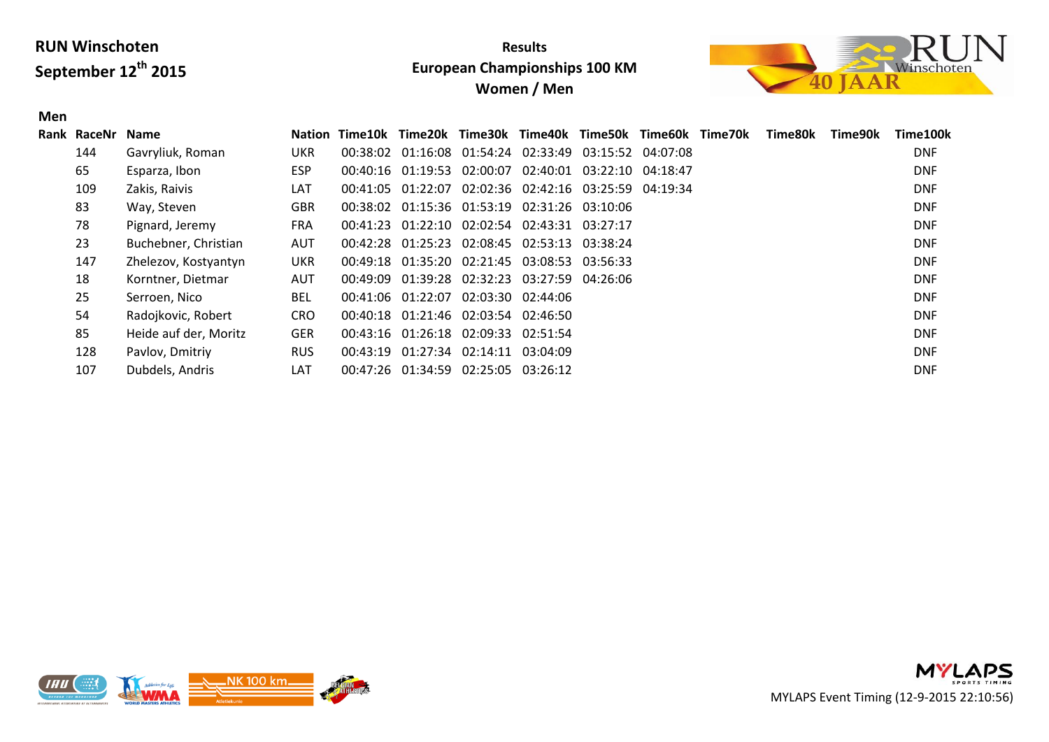**RUN Winschoten**

**September 12th 2015**

**Results**
**European Championships 100 KM**
**Women / Men**

**Men**

| Rank | RaceNr | Name | Nation | Time10k | Time20k | Time30k | Time40k | Time50k | Time60k | Time70k | Time80k | Time90k | Time100k |
|---|---|---|---|---|---|---|---|---|---|---|---|---|---|
| | 144 | Gavryliuk, Roman | UKR | 00:38:02 | 01:16:08 | 01:54:24 | 02:33:49 | 03:15:52 | 04:07:08 | | | | DNF |
| | 65 | Esparza, Ibon | ESP | 00:40:16 | 01:19:53 | 02:00:07 | 02:40:01 | 03:22:10 | 04:18:47 | | | | DNF |
| | 109 | Zakis, Raivis | LAT | 00:41:05 | 01:22:07 | 02:02:36 | 02:42:16 | 03:25:59 | 04:19:34 | | | | DNF |
| | 83 | Way, Steven | GBR | 00:38:02 | 01:15:36 | 01:53:19 | 02:31:26 | 03:10:06 | | | | | DNF |
| | 78 | Pignard, Jeremy | FRA | 00:41:23 | 01:22:10 | 02:02:54 | 02:43:31 | 03:27:17 | | | | | DNF |
| | 23 | Buchebner, Christian | AUT | 00:42:28 | 01:25:23 | 02:08:45 | 02:53:13 | 03:38:24 | | | | | DNF |
| | 147 | Zhelezov, Kostyantyn | UKR | 00:49:18 | 01:35:20 | 02:21:45 | 03:08:53 | 03:56:33 | | | | | DNF |
| | 18 | Korntner, Dietmar | AUT | 00:49:09 | 01:39:28 | 02:32:23 | 03:27:59 | 04:26:06 | | | | | DNF |
| | 25 | Serroen, Nico | BEL | 00:41:06 | 01:22:07 | 02:03:30 | 02:44:06 | | | | | | DNF |
| | 54 | Radojkovic, Robert | CRO | 00:40:18 | 01:21:46 | 02:03:54 | 02:46:50 | | | | | | DNF |
| | 85 | Heide auf der, Moritz | GER | 00:43:16 | 01:26:18 | 02:09:33 | 02:51:54 | | | | | | DNF |
| | 128 | Pavlov, Dmitriy | RUS | 00:43:19 | 01:27:34 | 02:14:11 | 03:04:09 | | | | | | DNF |
| | 107 | Dubdels, Andris | LAT | 00:47:26 | 01:34:59 | 02:25:05 | 03:26:12 | | | | | | DNF |

MYLAPS Event Timing (12-9-2015 22:10:56)